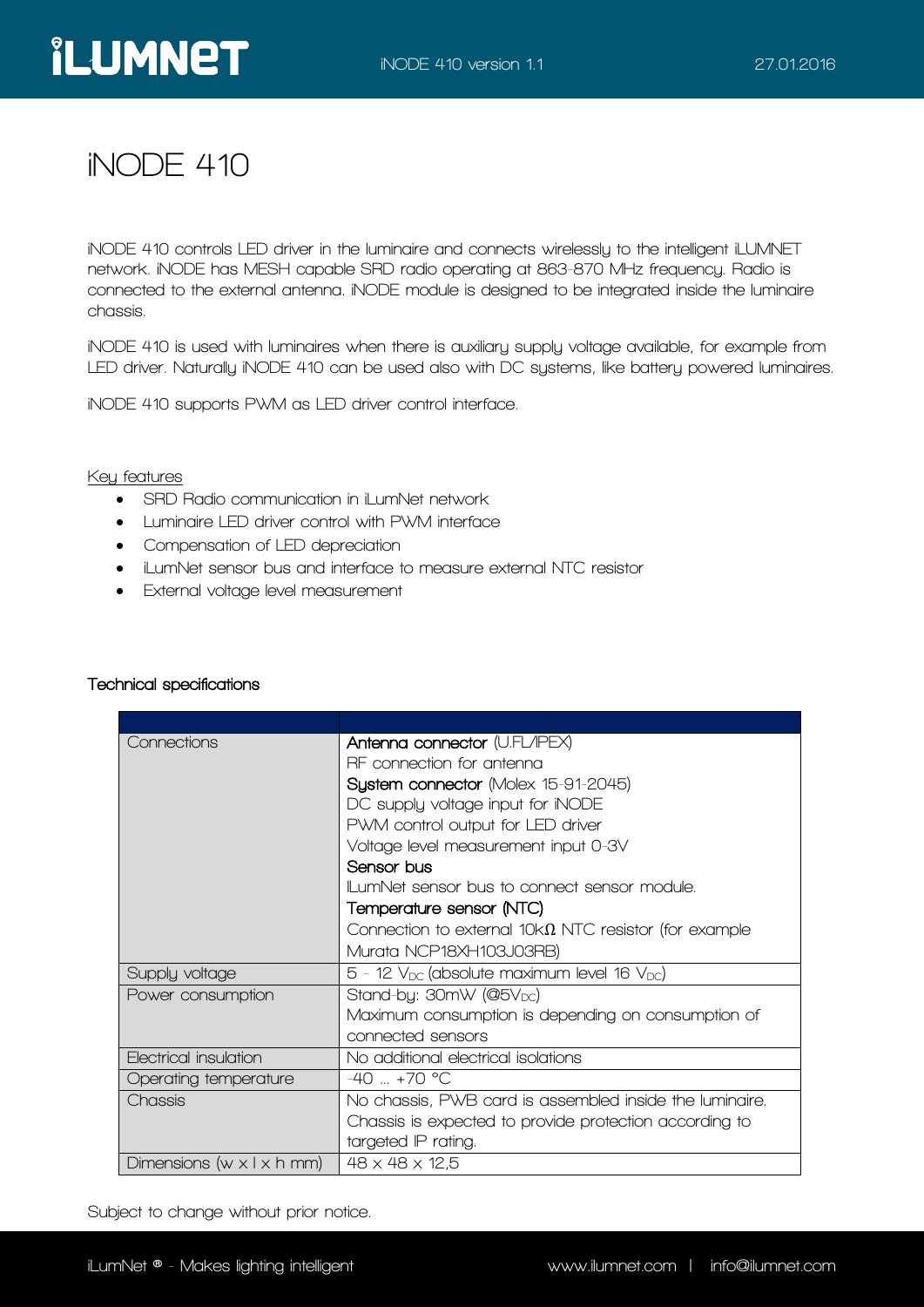# iNODE 410

iNODE 410 controls LED driver in the luminaire and connects wirelessly to the intelligent iLUMNET network. iNODE has MESH capable SRD radio operating at 863-870 MHz frequency. Radio is connected to the external antenna. iNODE module is designed to be integrated inside the luminaire chassis.

iNODE 410 is used with luminaires when there is auxiliary supply voltage available, for example from LED driver. Naturally iNODE 410 can be used also with DC systems, like battery powered luminaires.

iNODE 410 supports PWM as LED driver control interface.

<u>Key features</u>

- SRD Radio communication in iLumNet network
- Luminaire LED driver control with PWM interface
- Compensation of LED depreciation
- iLumNet sensor bus and interface to measure external NTC resistor
- External voltage level measurement

**Technical specifications**

| | |
|---|---|
| Connections | **Antenna connector** (U.FL/IPEX)<br>RF connection for antenna<br>**System connector** (Molex 15-91-2045)<br>DC supply voltage input for iNODE<br>PWM control output for LED driver<br>Voltage level measurement input 0-3V<br>**Sensor bus**<br>ILumNet sensor bus to connect sensor module.<br>**Temperature sensor (NTC)**<br>Connection to external 10kΩ NTC resistor (for example Murata NCP18XH103J03RB) |
| Supply voltage | 5 - 12 $V_{DC}$ (absolute maximum level 16 $V_{DC}$) |
| Power consumption | Stand-by: 30mW (@5$V_{DC}$)<br>Maximum consumption is depending on consumption of connected sensors |
| Electrical insulation | No additional electrical isolations |
| Operating temperature | -40 ... +70 °C |
| Chassis | No chassis, PWB card is assembled inside the luminaire. Chassis is expected to provide protection according to targeted IP rating. |
| Dimensions (w x l x h mm) | 48 x 48 x 12,5 |

Subject to change without prior notice.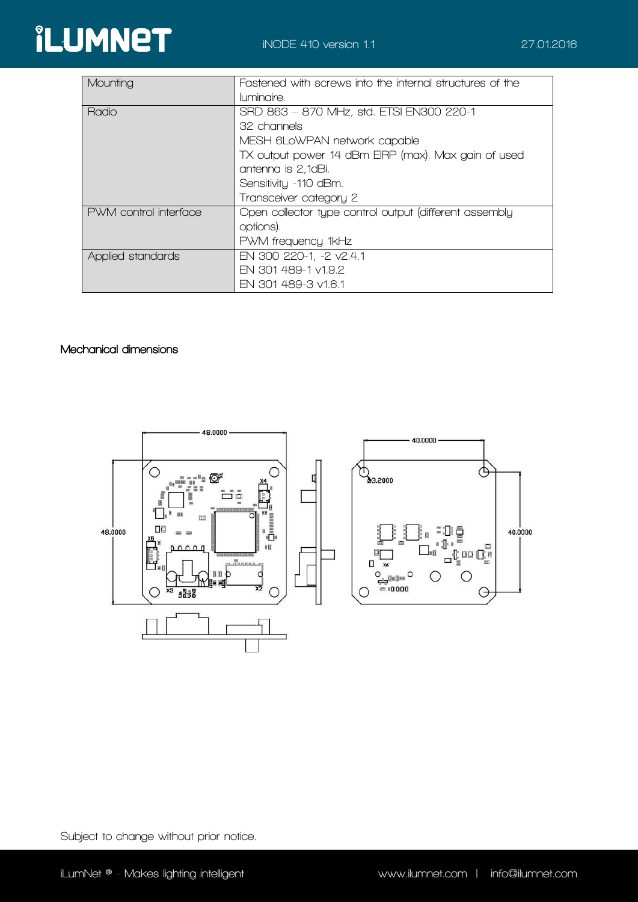| Mounting | Fastened with screws into the internal structures of the luminaire. |
|---|---|
| Radio | SRD 863 – 870 MHz, std. ETSI EN300 220-1<br>32 channels<br>MESH 6LoWPAN network capable<br>TX output power 14 dBm EIRP (max). Max gain of used antenna is 2,1dBi.<br>Sensitivity -110 dBm.<br>Transceiver category 2 |
| PWM control interface | Open collector type control output (different assembly options).<br>PWM frequency 1kHz |
| Applied standards | EN 300 220-1, -2 v2.4.1<br>EN 301 489-1 v1.9.2<br>EN 301 489-3 v1.6.1 |

## Mechanical dimensions

Subject to change without prior notice.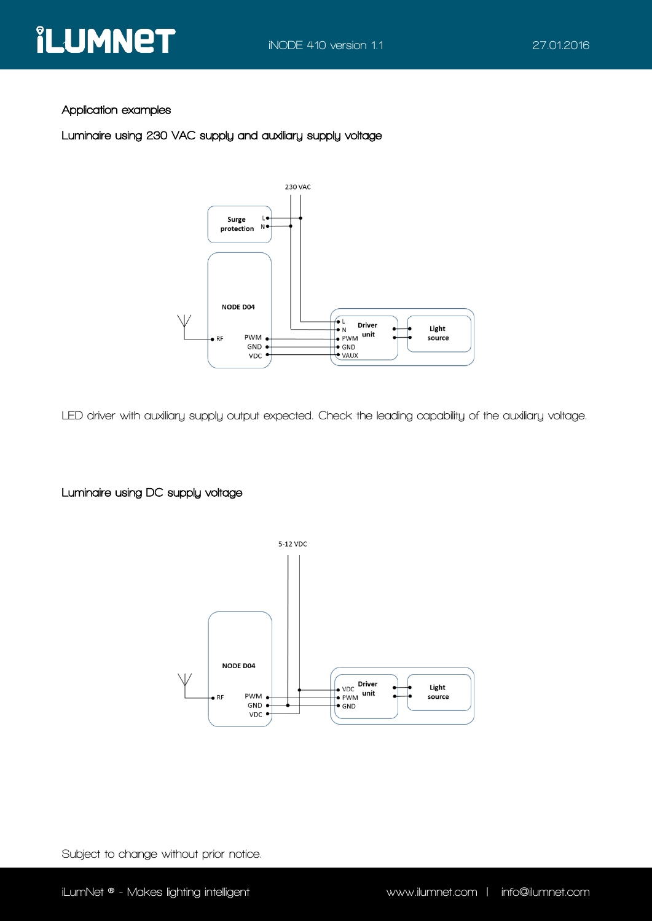## Application examples

### Luminaire using 230 VAC supply and auxiliary supply voltage

230 VAC

Surge protection
L
N

NODE D04
RF
PWM
GND
VDC

Driver unit
L
N
PWM
GND
VAUX

Light source

LED driver with auxiliary supply output expected. Check the leading capability of the auxiliary voltage.

### Luminaire using DC supply voltage

5-12 VDC

NODE D04
RF
PWM
GND
VDC

Driver unit
VDC
PWM
GND

Light source

Subject to change without prior notice.